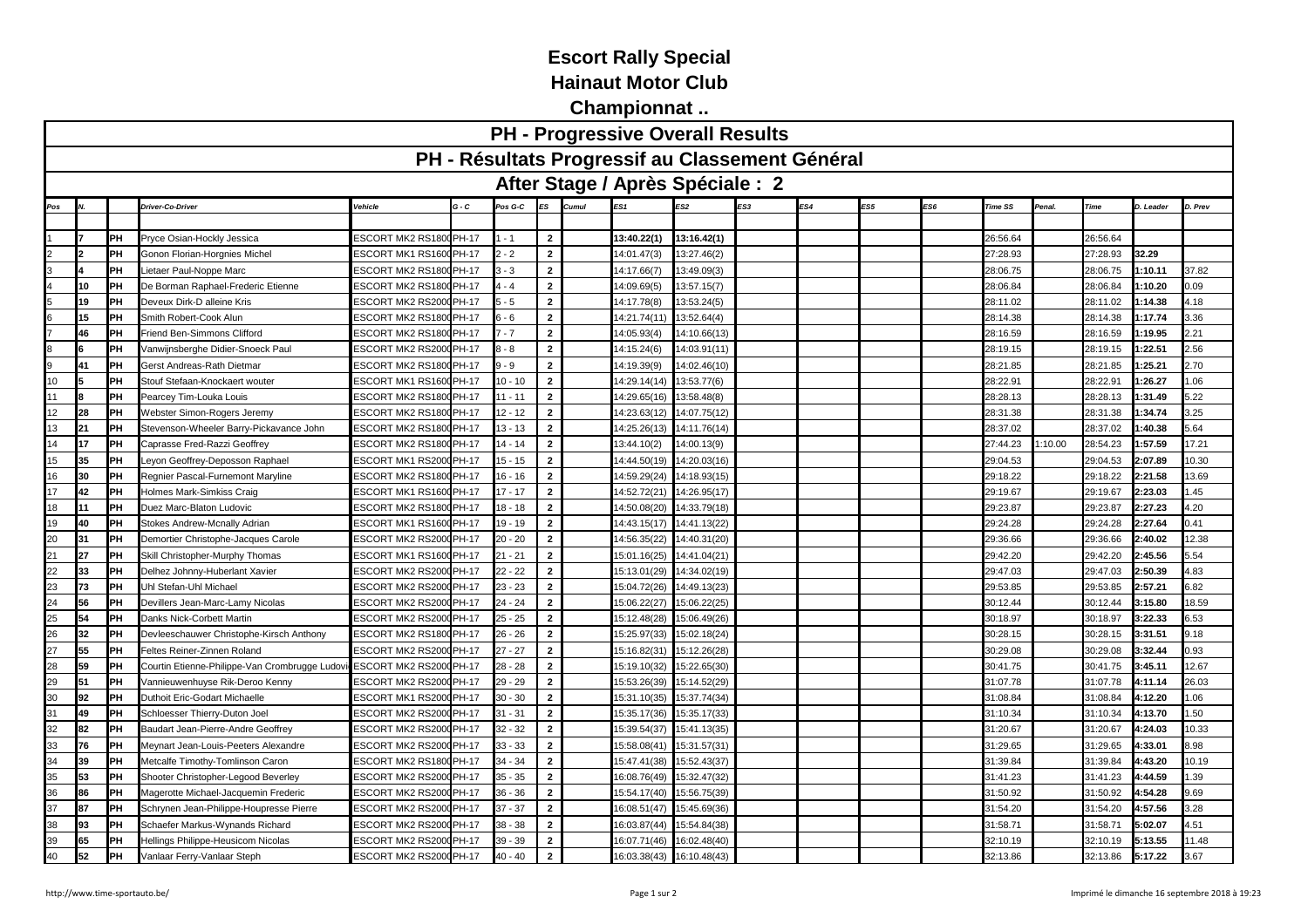# Escort Rally Special

## Hainaut Motor Club

## Championnat ..

### PH - Progressive Overall Results

### PH - Résultats Progressif au Classement Général

### After Stage / Après Spéciale : 2

| Pos | N. | | Driver-Co-Driver | Vehicle | G - C | Pos G-C | ES | Cumul | ES1 | ES2 | ES3 | ES4 | ES5 | ES6 | Time SS | Penal. | Time | D. Leader | D. Prev |
|---|---|---|---|---|---|---|---|---|---|---|---|---|---|---|---|---|---|---|---|
| 1 | **7** | **PH** | Pryce Osian-Hockly Jessica | ESCORT MK2 RS1800 | PH-17 | 1 - 1 | **2** | | **13:40.22(1)** | **13:16.42(1)** | | | | | 26:56.64 | | 26:56.64 | | |
| 2 | **2** | **PH** | Gonon Florian-Horgnies Michel | ESCORT MK1 RS1600 | PH-17 | 2 - 2 | **2** | | 14:01.47(3) | 13:27.46(2) | | | | | 27:28.93 | | 27:28.93 | **32.29** | |
| 3 | **4** | **PH** | Lietaer Paul-Noppe Marc | ESCORT MK2 RS1800 | PH-17 | 3 - 3 | **2** | | 14:17.66(7) | 13:49.09(3) | | | | | 28:06.75 | | 28:06.75 | **1:10.11** | 37.82 |
| 4 | **10** | **PH** | De Borman Raphael-Frederic Etienne | ESCORT MK2 RS1800 | PH-17 | 4 - 4 | **2** | | 14:09.69(5) | 13:57.15(7) | | | | | 28:06.84 | | 28:06.84 | **1:10.20** | 0.09 |
| 5 | **19** | **PH** | Deveux Dirk-D alleine Kris | ESCORT MK2 RS2000 | PH-17 | 5 - 5 | **2** | | 14:17.78(8) | 13:53.24(5) | | | | | 28:11.02 | | 28:11.02 | **1:14.38** | 4.18 |
| 6 | **15** | **PH** | Smith Robert-Cook Alun | ESCORT MK2 RS1800 | PH-17 | 6 - 6 | **2** | | 14:21.74(11) | 13:52.64(4) | | | | | 28:14.38 | | 28:14.38 | **1:17.74** | 3.36 |
| 7 | **46** | **PH** | Friend Ben-Simmons Clifford | ESCORT MK2 RS1800 | PH-17 | 7 - 7 | **2** | | 14:05.93(4) | 14:10.66(13) | | | | | 28:16.59 | | 28:16.59 | **1:19.95** | 2.21 |
| 8 | **6** | **PH** | Vanwijnsberghe Didier-Snoeck Paul | ESCORT MK2 RS2000 | PH-17 | 8 - 8 | **2** | | 14:15.24(6) | 14:03.91(11) | | | | | 28:19.15 | | 28:19.15 | **1:22.51** | 2.56 |
| 9 | **41** | **PH** | Gerst Andreas-Rath Dietmar | ESCORT MK2 RS1800 | PH-17 | 9 - 9 | **2** | | 14:19.39(9) | 14:02.46(10) | | | | | 28:21.85 | | 28:21.85 | **1:25.21** | 2.70 |
| 10 | **5** | **PH** | Stouf Stefaan-Knockaert wouter | ESCORT MK1 RS1600 | PH-17 | 10 - 10 | **2** | | 14:29.14(14) | 13:53.77(6) | | | | | 28:22.91 | | 28:22.91 | **1:26.27** | 1.06 |
| 11 | **8** | **PH** | Pearcey Tim-Louka Louis | ESCORT MK2 RS1800 | PH-17 | 11 - 11 | **2** | | 14:29.65(16) | 13:58.48(8) | | | | | 28:28.13 | | 28:28.13 | **1:31.49** | 5.22 |
| 12 | **28** | **PH** | Webster Simon-Rogers Jeremy | ESCORT MK2 RS1800 | PH-17 | 12 - 12 | **2** | | 14:23.63(12) | 14:07.75(12) | | | | | 28:31.38 | | 28:31.38 | **1:34.74** | 3.25 |
| 13 | **21** | **PH** | Stevenson-Wheeler Barry-Pickavance John | ESCORT MK2 RS1800 | PH-17 | 13 - 13 | **2** | | 14:25.26(13) | 14:11.76(14) | | | | | 28:37.02 | | 28:37.02 | **1:40.38** | 5.64 |
| 14 | **17** | **PH** | Caprasse Fred-Razzi Geoffrey | ESCORT MK2 RS1800 | PH-17 | 14 - 14 | **2** | | 13:44.10(2) | 14:00.13(9) | | | | | 27:44.23 | 1:10.00 | 28:54.23 | **1:57.59** | 17.21 |
| 15 | **35** | **PH** | Leyon Geoffrey-Deposson Raphael | ESCORT MK1 RS2000 | PH-17 | 15 - 15 | **2** | | 14:44.50(19) | 14:20.03(16) | | | | | 29:04.53 | | 29:04.53 | **2:07.89** | 10.30 |
| 16 | **30** | **PH** | Regnier Pascal-Furnemont Maryline | ESCORT MK2 RS1800 | PH-17 | 16 - 16 | **2** | | 14:59.29(24) | 14:18.93(15) | | | | | 29:18.22 | | 29:18.22 | **2:21.58** | 13.69 |
| 17 | **42** | **PH** | Holmes Mark-Simkiss Craig | ESCORT MK1 RS1600 | PH-17 | 17 - 17 | **2** | | 14:52.72(21) | 14:26.95(17) | | | | | 29:19.67 | | 29:19.67 | **2:23.03** | 1.45 |
| 18 | **11** | **PH** | Duez Marc-Blaton Ludovic | ESCORT MK2 RS1800 | PH-17 | 18 - 18 | **2** | | 14:50.08(20) | 14:33.79(18) | | | | | 29:23.87 | | 29:23.87 | **2:27.23** | 4.20 |
| 19 | **40** | **PH** | Stokes Andrew-Mcnally Adrian | ESCORT MK1 RS1600 | PH-17 | 19 - 19 | **2** | | 14:43.15(17) | 14:41.13(22) | | | | | 29:24.28 | | 29:24.28 | **2:27.64** | 0.41 |
| 20 | **31** | **PH** | Demortier Christophe-Jacques Carole | ESCORT MK2 RS2000 | PH-17 | 20 - 20 | **2** | | 14:56.35(22) | 14:40.31(20) | | | | | 29:36.66 | | 29:36.66 | **2:40.02** | 12.38 |
| 21 | **27** | **PH** | Skill Christopher-Murphy Thomas | ESCORT MK1 RS1600 | PH-17 | 21 - 21 | **2** | | 15:01.16(25) | 14:41.04(21) | | | | | 29:42.20 | | 29:42.20 | **2:45.56** | 5.54 |
| 22 | **33** | **PH** | Delhez Johnny-Huberlant Xavier | ESCORT MK2 RS2000 | PH-17 | 22 - 22 | **2** | | 15:13.01(29) | 14:34.02(19) | | | | | 29:47.03 | | 29:47.03 | **2:50.39** | 4.83 |
| 23 | **73** | **PH** | Uhl Stefan-Uhl Michael | ESCORT MK2 RS2000 | PH-17 | 23 - 23 | **2** | | 15:04.72(26) | 14:49.13(23) | | | | | 29:53.85 | | 29:53.85 | **2:57.21** | 6.82 |
| 24 | **56** | **PH** | Devillers Jean-Marc-Lamy Nicolas | ESCORT MK2 RS2000 | PH-17 | 24 - 24 | **2** | | 15:06.22(27) | 15:06.22(25) | | | | | 30:12.44 | | 30:12.44 | **3:15.80** | 18.59 |
| 25 | **54** | **PH** | Danks Nick-Corbett Martin | ESCORT MK2 RS2000 | PH-17 | 25 - 25 | **2** | | 15:12.48(28) | 15:06.49(26) | | | | | 30:18.97 | | 30:18.97 | **3:22.33** | 6.53 |
| 26 | **32** | **PH** | Devleeschauwer Christophe-Kirsch Anthony | ESCORT MK2 RS1800 | PH-17 | 26 - 26 | **2** | | 15:25.97(33) | 15:02.18(24) | | | | | 30:28.15 | | 30:28.15 | **3:31.51** | 9.18 |
| 27 | **55** | **PH** | Feltes Reiner-Zinnen Roland | ESCORT MK2 RS2000 | PH-17 | 27 - 27 | **2** | | 15:16.82(31) | 15:12.26(28) | | | | | 30:29.08 | | 30:29.08 | **3:32.44** | 0.93 |
| 28 | **59** | **PH** | Courtin Etienne-Philippe-Van Crombrugge Ludovi | ESCORT MK2 RS2000 | PH-17 | 28 - 28 | **2** | | 15:19.10(32) | 15:22.65(30) | | | | | 30:41.75 | | 30:41.75 | **3:45.11** | 12.67 |
| 29 | **51** | **PH** | Vannieuwenhuyse Rik-Deroo Kenny | ESCORT MK2 RS2000 | PH-17 | 29 - 29 | **2** | | 15:53.26(39) | 15:14.52(29) | | | | | 31:07.78 | | 31:07.78 | **4:11.14** | 26.03 |
| 30 | **92** | **PH** | Duthoit Eric-Godart Michaelle | ESCORT MK1 RS2000 | PH-17 | 30 - 30 | **2** | | 15:31.10(35) | 15:37.74(34) | | | | | 31:08.84 | | 31:08.84 | **4:12.20** | 1.06 |
| 31 | **49** | **PH** | Schloesser Thierry-Duton Joel | ESCORT MK2 RS2000 | PH-17 | 31 - 31 | **2** | | 15:35.17(36) | 15:35.17(33) | | | | | 31:10.34 | | 31:10.34 | **4:13.70** | 1.50 |
| 32 | **82** | **PH** | Baudart Jean-Pierre-Andre Geoffrey | ESCORT MK2 RS2000 | PH-17 | 32 - 32 | **2** | | 15:39.54(37) | 15:41.13(35) | | | | | 31:20.67 | | 31:20.67 | **4:24.03** | 10.33 |
| 33 | **76** | **PH** | Meynart Jean-Louis-Peeters Alexandre | ESCORT MK2 RS2000 | PH-17 | 33 - 33 | **2** | | 15:58.08(41) | 15:31.57(31) | | | | | 31:29.65 | | 31:29.65 | **4:33.01** | 8.98 |
| 34 | **39** | **PH** | Metcalfe Timothy-Tomlinson Caron | ESCORT MK2 RS1800 | PH-17 | 34 - 34 | **2** | | 15:47.41(38) | 15:52.43(37) | | | | | 31:39.84 | | 31:39.84 | **4:43.20** | 10.19 |
| 35 | **53** | **PH** | Shooter Christopher-Legood Beverley | ESCORT MK2 RS2000 | PH-17 | 35 - 35 | **2** | | 16:08.76(49) | 15:32.47(32) | | | | | 31:41.23 | | 31:41.23 | **4:44.59** | 1.39 |
| 36 | **86** | **PH** | Magerotte Michael-Jacquemin Frederic | ESCORT MK2 RS2000 | PH-17 | 36 - 36 | **2** | | 15:54.17(40) | 15:56.75(39) | | | | | 31:50.92 | | 31:50.92 | **4:54.28** | 9.69 |
| 37 | **87** | **PH** | Schrynen Jean-Philippe-Houpresse Pierre | ESCORT MK2 RS2000 | PH-17 | 37 - 37 | **2** | | 16:08.51(47) | 15:45.69(36) | | | | | 31:54.20 | | 31:54.20 | **4:57.56** | 3.28 |
| 38 | **93** | **PH** | Schaefer Markus-Wynands Richard | ESCORT MK2 RS2000 | PH-17 | 38 - 38 | **2** | | 16:03.87(44) | 15:54.84(38) | | | | | 31:58.71 | | 31:58.71 | **5:02.07** | 4.51 |
| 39 | **65** | **PH** | Hellings Philippe-Heusicom Nicolas | ESCORT MK2 RS2000 | PH-17 | 39 - 39 | **2** | | 16:07.71(46) | 16:02.48(40) | | | | | 32:10.19 | | 32:10.19 | **5:13.55** | 11.48 |
| 40 | **52** | **PH** | Vanlaar Ferry-Vanlaar Steph | ESCORT MK2 RS2000 | PH-17 | 40 - 40 | **2** | | 16:03.38(43) | 16:10.48(43) | | | | | 32:13.86 | | 32:13.86 | **5:17.22** | 3.67 |

http://www.time-sportauto.be/

Imprimé le dimanche 16 septembre 2018 à 19:23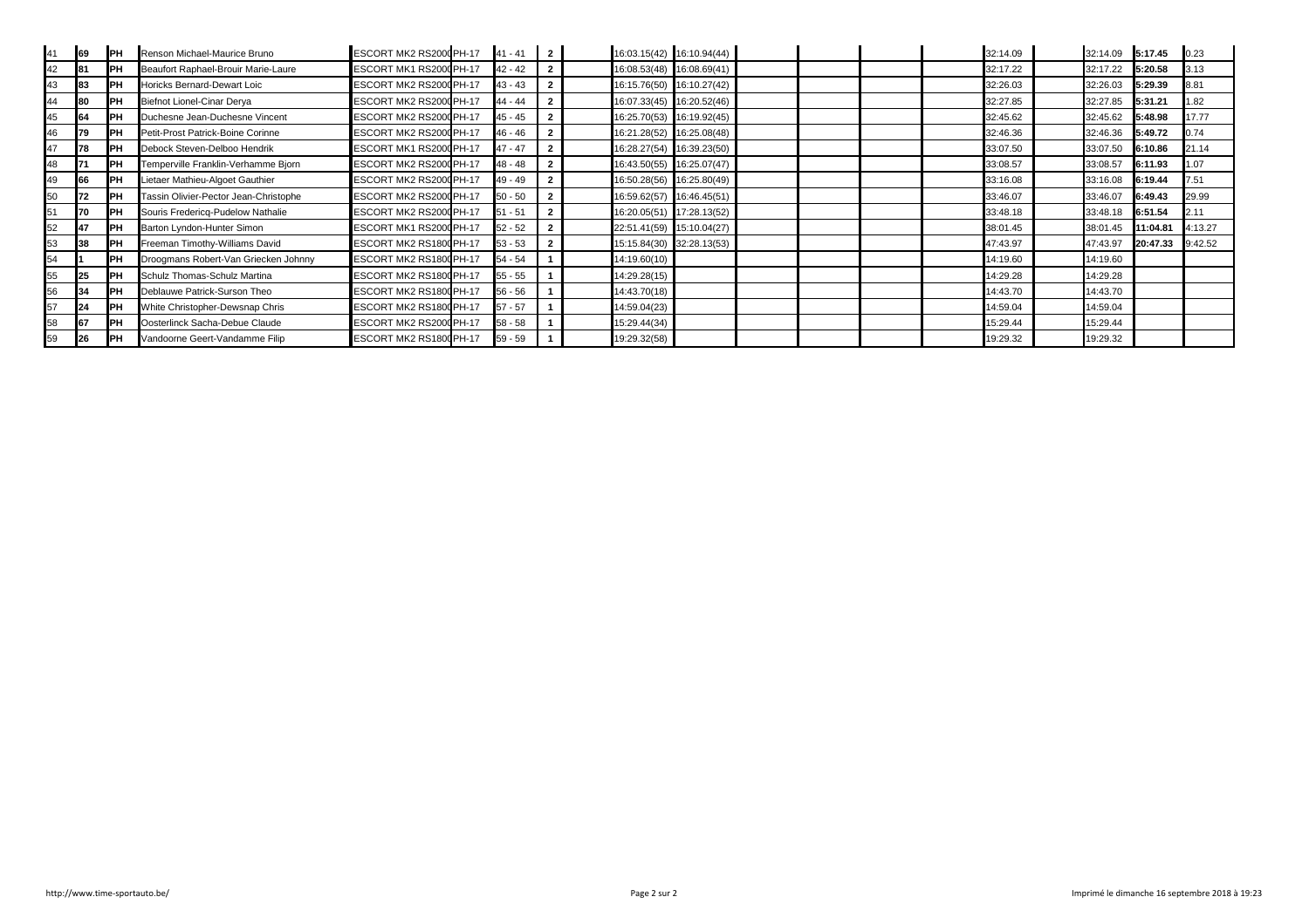| | | | | | | | | | | | | | | | | | | | |
|---|---|---|---|---|---|---|---|---|---|---|---|---|---|---|---|---|---|---|---|
| 41 | 69 | PH | Renson Michael-Maurice Bruno | ESCORT MK2 RS2000 | PH-17 | 41 - 41 | 2 | | 16:03.15(42) | 16:10.94(44) | | | | | 32:14.09 | | 32:14.09 | 5:17.45 | 0.23 |
| 42 | 81 | PH | Beaufort Raphael-Brouir Marie-Laure | ESCORT MK1 RS2000 | PH-17 | 42 - 42 | 2 | | 16:08.53(48) | 16:08.69(41) | | | | | 32:17.22 | | 32:17.22 | 5:20.58 | 3.13 |
| 43 | 83 | PH | Horicks Bernard-Dewart Loic | ESCORT MK2 RS2000 | PH-17 | 43 - 43 | 2 | | 16:15.76(50) | 16:10.27(42) | | | | | 32:26.03 | | 32:26.03 | 5:29.39 | 8.81 |
| 44 | 80 | PH | Biefnot Lionel-Cinar Derya | ESCORT MK2 RS2000 | PH-17 | 44 - 44 | 2 | | 16:07.33(45) | 16:20.52(46) | | | | | 32:27.85 | | 32:27.85 | 5:31.21 | 1.82 |
| 45 | 64 | PH | Duchesne Jean-Duchesne Vincent | ESCORT MK2 RS2000 | PH-17 | 45 - 45 | 2 | | 16:25.70(53) | 16:19.92(45) | | | | | 32:45.62 | | 32:45.62 | 5:48.98 | 17.77 |
| 46 | 79 | PH | Petit-Prost Patrick-Boine Corinne | ESCORT MK2 RS2000 | PH-17 | 46 - 46 | 2 | | 16:21.28(52) | 16:25.08(48) | | | | | 32:46.36 | | 32:46.36 | 5:49.72 | 0.74 |
| 47 | 78 | PH | Debock Steven-Delboo Hendrik | ESCORT MK1 RS2000 | PH-17 | 47 - 47 | 2 | | 16:28.27(54) | 16:39.23(50) | | | | | 33:07.50 | | 33:07.50 | 6:10.86 | 21.14 |
| 48 | 71 | PH | Temperville Franklin-Verhamme Bjorn | ESCORT MK2 RS2000 | PH-17 | 48 - 48 | 2 | | 16:43.50(55) | 16:25.07(47) | | | | | 33:08.57 | | 33:08.57 | 6:11.93 | 1.07 |
| 49 | 66 | PH | Lietaer Mathieu-Algoet Gauthier | ESCORT MK2 RS2000 | PH-17 | 49 - 49 | 2 | | 16:50.28(56) | 16:25.80(49) | | | | | 33:16.08 | | 33:16.08 | 6:19.44 | 7.51 |
| 50 | 72 | PH | Tassin Olivier-Pector Jean-Christophe | ESCORT MK2 RS2000 | PH-17 | 50 - 50 | 2 | | 16:59.62(57) | 16:46.45(51) | | | | | 33:46.07 | | 33:46.07 | 6:49.43 | 29.99 |
| 51 | 70 | PH | Souris Fredericq-Pudelow Nathalie | ESCORT MK2 RS2000 | PH-17 | 51 - 51 | 2 | | 16:20.05(51) | 17:28.13(52) | | | | | 33:48.18 | | 33:48.18 | 6:51.54 | 2.11 |
| 52 | 47 | PH | Barton Lyndon-Hunter Simon | ESCORT MK1 RS2000 | PH-17 | 52 - 52 | 2 | | 22:51.41(59) | 15:10.04(27) | | | | | 38:01.45 | | 38:01.45 | 11:04.81 | 4:13.27 |
| 53 | 38 | PH | Freeman Timothy-Williams David | ESCORT MK2 RS1800 | PH-17 | 53 - 53 | 2 | | 15:15.84(30) | 32:28.13(53) | | | | | 47:43.97 | | 47:43.97 | 20:47.33 | 9:42.52 |
| 54 | 1 | PH | Droogmans Robert-Van Griecken Johnny | ESCORT MK2 RS1800 | PH-17 | 54 - 54 | 1 | | 14:19.60(10) | | | | | | 14:19.60 | | 14:19.60 | | |
| 55 | 25 | PH | Schulz Thomas-Schulz Martina | ESCORT MK2 RS1800 | PH-17 | 55 - 55 | 1 | | 14:29.28(15) | | | | | | 14:29.28 | | 14:29.28 | | |
| 56 | 34 | PH | Deblauwe Patrick-Surson Theo | ESCORT MK2 RS1800 | PH-17 | 56 - 56 | 1 | | 14:43.70(18) | | | | | | 14:43.70 | | 14:43.70 | | |
| 57 | 24 | PH | White Christopher-Dewsnap Chris | ESCORT MK2 RS1800 | PH-17 | 57 - 57 | 1 | | 14:59.04(23) | | | | | | 14:59.04 | | 14:59.04 | | |
| 58 | 67 | PH | Oosterlinck Sacha-Debue Claude | ESCORT MK2 RS2000 | PH-17 | 58 - 58 | 1 | | 15:29.44(34) | | | | | | 15:29.44 | | 15:29.44 | | |
| 59 | 26 | PH | Vandoorne Geert-Vandamme Filip | ESCORT MK2 RS1800 | PH-17 | 59 - 59 | 1 | | 19:29.32(58) | | | | | | 19:29.32 | | 19:29.32 | | |